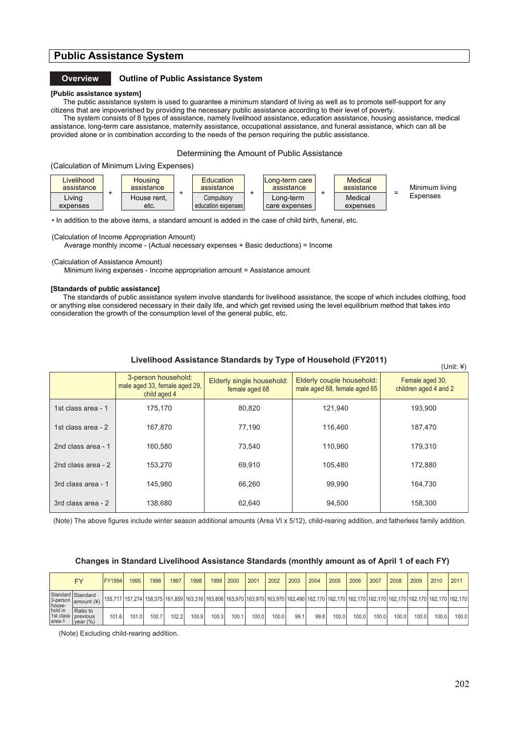# Public Assistance System

## Overview — Outline of Public Assistance System

**[Public assistance system]**

The public assistance system is used to guarantee a minimum standard of living as well as to promote self-support for any citizens that are impoverished by providing the necessary public assistance according to their level of poverty.

The system consists of 8 types of assistance, namely livelihood assistance, education assistance, housing assistance, medical assistance, long-term care assistance, maternity assistance, occupational assistance, and funeral assistance, which can all be provided alone or in combination according to the needs of the person requiring the public assistance.

### Determining the Amount of Public Assistance

(Calculation of Minimum Living Expenses)

| Livelihood assistance | | Housing assistance | | Education assistance | | Long-term care assistance | | Medical assistance | | |
|---|---|---|---|---|---|---|---|---|---|---|
| Living expenses | + | House rent, etc. | + | Compulsory education expenses | + | Long-term care expenses | + | Medical expenses | = | Minimum living Expenses |

• In addition to the above items, a standard amount is added in the case of child birth, funeral, etc.

(Calculation of Income Appropriation Amount)

Average monthly income - (Actual necessary expenses + Basic deductions) = Income

(Calculation of Assistance Amount)

Minimum living expenses - Income appropriation amount = Assistance amount

**[Standards of public assistance]**

The standards of public assistance system involve standards for livelihood assistance, the scope of which includes clothing, food or anything else considered necessary in their daily life, and which get revised using the level equilibrium method that takes into consideration the growth of the consumption level of the general public, etc.

### Livelihood Assistance Standards by Type of Household (FY2011)

(Unit: ¥)

| | 3-person household: male aged 33, female aged 29, child aged 4 | Elderly single household: female aged 68 | Elderly couple household: male aged 68, female aged 65 | Female aged 30, children aged 4 and 2 |
|---|---|---|---|---|
| 1st class area - 1 | 175,170 | 80,820 | 121,940 | 193,900 |
| 1st class area - 2 | 167,870 | 77,190 | 116,460 | 187,470 |
| 2nd class area - 1 | 160,580 | 73,540 | 110,960 | 179,310 |
| 2nd class area - 2 | 153,270 | 69,910 | 105,480 | 172,880 |
| 3rd class area - 1 | 145,980 | 66,260 | 99,990 | 164,730 |
| 3rd class area - 2 | 138,680 | 62,640 | 94,500 | 158,300 |

(Note) The above figures include winter season additional amounts (Area VI x 5/12), child-rearing addition, and fatherless family addition.

### Changes in Standard Livelihood Assistance Standards (monthly amount as of April 1 of each FY)

| FY | | FY1994 | 1995 | 1996 | 1997 | 1998 | 1999 | 2000 | 2001 | 2002 | 2003 | 2004 | 2005 | 2006 | 2007 | 2008 | 2009 | 2010 | 2011 |
|---|---|---|---|---|---|---|---|---|---|---|---|---|---|---|---|---|---|---|---|
| Standard 3-person household in 1st class area-1 | Standard amount (¥) | 155,717 | 157,274 | 158,375 | 161,859 | 163,316 | 163,806 | 163,970 | 163,970 | 163,970 | 162,490 | 162,170 | 162,170 | 162,170 | 162,170 | 162,170 | 162,170 | 162,170 | 162,170 |
| | Ratio to previous year (%) | 101.6 | 101.0 | 100.7 | 102.2 | 100.9 | 100.3 | 100.1 | 100.0 | 100.0 | 99.1 | 99.8 | 100.0 | 100.0 | 100.0 | 100.0 | 100.0 | 100.0 | 100.0 |

(Note) Excluding child-rearing addition.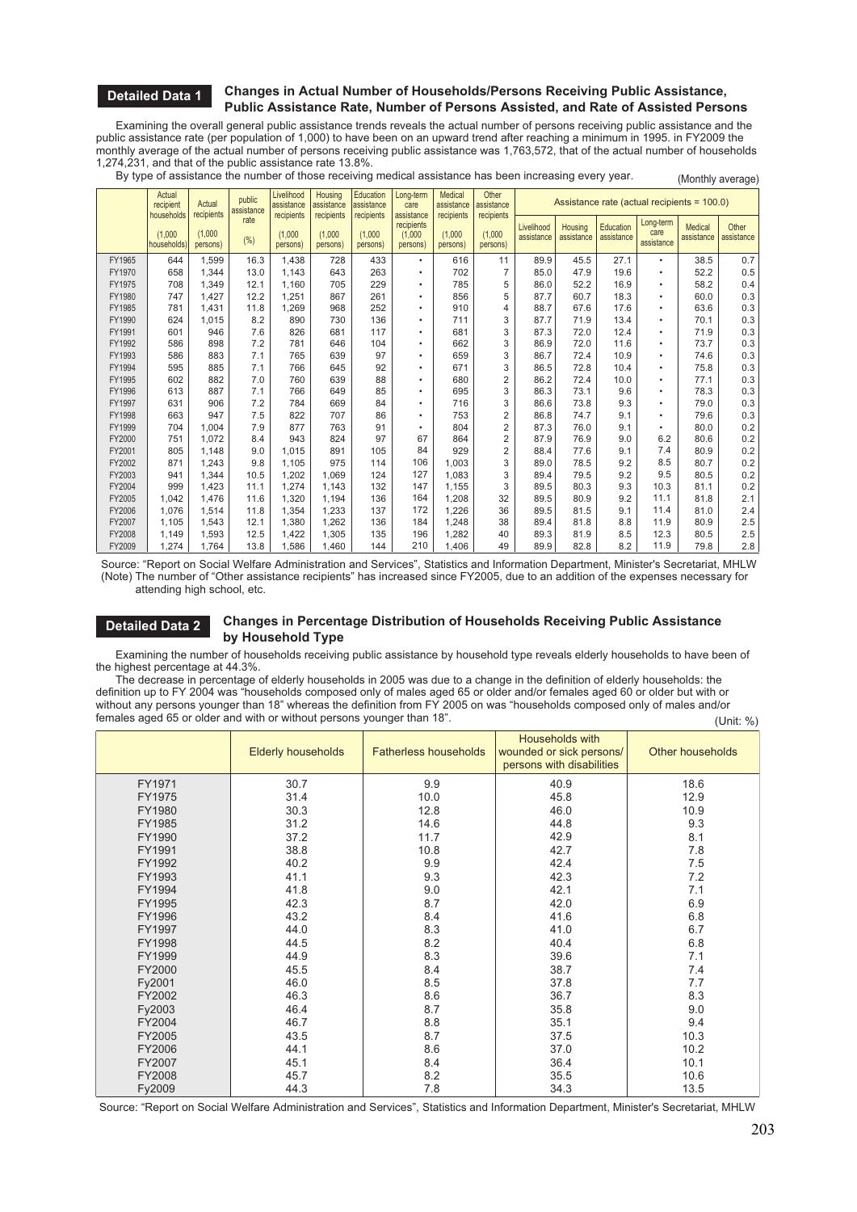## Detailed Data 1 Changes in Actual Number of Households/Persons Receiving Public Assistance, Public Assistance Rate, Number of Persons Assisted, and Rate of Assisted Persons

Examining the overall general public assistance trends reveals the actual number of persons receiving public assistance and the public assistance rate (per population of 1,000) to have been on an upward trend after reaching a minimum in 1995. in FY2009 the monthly average of the actual number of persons receiving public assistance was 1,763,572, that of the actual number of households 1,274,231, and that of the public assistance rate 13.8%.

By type of assistance the number of those receiving medical assistance has been increasing every year.

(Monthly average)

| | Actual recipient households (1,000 households) | Actual recipients (1,000 persons) | public assistance rate (%) | Livelihood assistance recipients (1,000 persons) | Housing assistance recipients (1,000 persons) | Education assistance recipients (1,000 persons) | Long-term care assistance recipients (1,000 persons) | Medical assistance recipients (1,000 persons) | Other assistance recipients (1,000 persons) | Assistance rate (actual recipients = 100.0) | | | | | |
|---|---|---|---|---|---|---|---|---|---|---|---|---|---|---|---|
| | | | | | | | | | | Livelihood assistance | Housing assistance | Education assistance | Long-term care assistance | Medical assistance | Other assistance |
| FY1965 | 644 | 1,599 | 16.3 | 1,438 | 728 | 433 | • | 616 | 11 | 89.9 | 45.5 | 27.1 | • | 38.5 | 0.7 |
| FY1970 | 658 | 1,344 | 13.0 | 1,143 | 643 | 263 | • | 702 | 7 | 85.0 | 47.9 | 19.6 | • | 52.2 | 0.5 |
| FY1975 | 708 | 1,349 | 12.1 | 1,160 | 705 | 229 | • | 785 | 5 | 86.0 | 52.2 | 16.9 | • | 58.2 | 0.4 |
| FY1980 | 747 | 1,427 | 12.2 | 1,251 | 867 | 261 | • | 856 | 5 | 87.7 | 60.7 | 18.3 | • | 60.0 | 0.3 |
| FY1985 | 781 | 1,431 | 11.8 | 1,269 | 968 | 252 | • | 910 | 4 | 88.7 | 67.6 | 17.6 | • | 63.6 | 0.3 |
| FY1990 | 624 | 1,015 | 8.2 | 890 | 730 | 136 | • | 711 | 3 | 87.7 | 71.9 | 13.4 | • | 70.1 | 0.3 |
| FY1991 | 601 | 946 | 7.6 | 826 | 681 | 117 | • | 681 | 3 | 87.3 | 72.0 | 12.4 | • | 71.9 | 0.3 |
| FY1992 | 586 | 898 | 7.2 | 781 | 646 | 104 | • | 662 | 3 | 86.9 | 72.0 | 11.6 | • | 73.7 | 0.3 |
| FY1993 | 586 | 883 | 7.1 | 765 | 639 | 97 | • | 659 | 3 | 86.7 | 72.4 | 10.9 | • | 74.6 | 0.3 |
| FY1994 | 595 | 885 | 7.1 | 766 | 645 | 92 | • | 671 | 3 | 86.5 | 72.8 | 10.4 | • | 75.8 | 0.3 |
| FY1995 | 602 | 882 | 7.0 | 760 | 639 | 88 | • | 680 | 2 | 86.2 | 72.4 | 10.0 | • | 77.1 | 0.3 |
| FY1996 | 613 | 887 | 7.1 | 766 | 649 | 85 | • | 695 | 3 | 86.3 | 73.1 | 9.6 | • | 78.3 | 0.3 |
| FY1997 | 631 | 906 | 7.2 | 784 | 669 | 84 | • | 716 | 3 | 86.6 | 73.8 | 9.3 | • | 79.0 | 0.3 |
| FY1998 | 663 | 947 | 7.5 | 822 | 707 | 86 | • | 753 | 2 | 86.8 | 74.7 | 9.1 | • | 79.6 | 0.3 |
| FY1999 | 704 | 1,004 | 7.9 | 877 | 763 | 91 | • | 804 | 2 | 87.3 | 76.0 | 9.1 | • | 80.0 | 0.2 |
| FY2000 | 751 | 1,072 | 8.4 | 943 | 824 | 97 | 67 | 864 | 2 | 87.9 | 76.9 | 9.0 | 6.2 | 80.6 | 0.2 |
| FY2001 | 805 | 1,148 | 9.0 | 1,015 | 891 | 105 | 84 | 929 | 2 | 88.4 | 77.6 | 9.1 | 7.4 | 80.9 | 0.2 |
| FY2002 | 871 | 1,243 | 9.8 | 1,105 | 975 | 114 | 106 | 1,003 | 3 | 89.0 | 78.5 | 9.2 | 8.5 | 80.7 | 0.2 |
| FY2003 | 941 | 1,344 | 10.5 | 1,202 | 1,069 | 124 | 127 | 1,083 | 3 | 89.4 | 79.5 | 9.2 | 9.5 | 80.5 | 0.2 |
| FY2004 | 999 | 1,423 | 11.1 | 1,274 | 1,143 | 132 | 147 | 1,155 | 3 | 89.5 | 80.3 | 9.3 | 10.3 | 81.1 | 0.2 |
| FY2005 | 1,042 | 1,476 | 11.6 | 1,320 | 1,194 | 136 | 164 | 1,208 | 32 | 89.5 | 80.9 | 9.2 | 11.1 | 81.8 | 2.1 |
| FY2006 | 1,076 | 1,514 | 11.8 | 1,354 | 1,233 | 137 | 172 | 1,226 | 36 | 89.5 | 81.5 | 9.1 | 11.4 | 81.0 | 2.4 |
| FY2007 | 1,105 | 1,543 | 12.1 | 1,380 | 1,262 | 136 | 184 | 1,248 | 38 | 89.4 | 81.8 | 8.8 | 11.9 | 80.9 | 2.5 |
| FY2008 | 1,149 | 1,593 | 12.5 | 1,422 | 1,305 | 135 | 196 | 1,282 | 40 | 89.3 | 81.9 | 8.5 | 12.3 | 80.5 | 2.5 |
| FY2009 | 1,274 | 1,764 | 13.8 | 1,586 | 1,460 | 144 | 210 | 1,406 | 49 | 89.9 | 82.8 | 8.2 | 11.9 | 79.8 | 2.8 |

Source: "Report on Social Welfare Administration and Services", Statistics and Information Department, Minister's Secretariat, MHLW
(Note) The number of "Other assistance recipients" has increased since FY2005, due to an addition of the expenses necessary for attending high school, etc.

## Detailed Data 2 Changes in Percentage Distribution of Households Receiving Public Assistance by Household Type

Examining the number of households receiving public assistance by household type reveals elderly households to have been of the highest percentage at 44.3%.

The decrease in percentage of elderly households in 2005 was due to a change in the definition of elderly households: the definition up to FY 2004 was "households composed only of males aged 65 or older and/or females aged 60 or older but with or without any persons younger than 18" whereas the definition from FY 2005 on was "households composed only of males and/or females aged 65 or older and with or without persons younger than 18".

(Unit: %)

| | Elderly households | Fatherless households | Households with wounded or sick persons/ persons with disabilities | Other households |
|---|---|---|---|---|
| FY1971 | 30.7 | 9.9 | 40.9 | 18.6 |
| FY1975 | 31.4 | 10.0 | 45.8 | 12.9 |
| FY1980 | 30.3 | 12.8 | 46.0 | 10.9 |
| FY1985 | 31.2 | 14.6 | 44.8 | 9.3 |
| FY1990 | 37.2 | 11.7 | 42.9 | 8.1 |
| FY1991 | 38.8 | 10.8 | 42.7 | 7.8 |
| FY1992 | 40.2 | 9.9 | 42.4 | 7.5 |
| FY1993 | 41.1 | 9.3 | 42.3 | 7.2 |
| FY1994 | 41.8 | 9.0 | 42.1 | 7.1 |
| FY1995 | 42.3 | 8.7 | 42.0 | 6.9 |
| FY1996 | 43.2 | 8.4 | 41.6 | 6.8 |
| FY1997 | 44.0 | 8.3 | 41.0 | 6.7 |
| FY1998 | 44.5 | 8.2 | 40.4 | 6.8 |
| FY1999 | 44.9 | 8.3 | 39.6 | 7.1 |
| FY2000 | 45.5 | 8.4 | 38.7 | 7.4 |
| Fy2001 | 46.0 | 8.5 | 37.8 | 7.7 |
| FY2002 | 46.3 | 8.6 | 36.7 | 8.3 |
| Fy2003 | 46.4 | 8.7 | 35.8 | 9.0 |
| FY2004 | 46.7 | 8.8 | 35.1 | 9.4 |
| FY2005 | 43.5 | 8.7 | 37.5 | 10.3 |
| FY2006 | 44.1 | 8.6 | 37.0 | 10.2 |
| FY2007 | 45.1 | 8.4 | 36.4 | 10.1 |
| FY2008 | 45.7 | 8.2 | 35.5 | 10.6 |
| Fy2009 | 44.3 | 7.8 | 34.3 | 13.5 |

Source: "Report on Social Welfare Administration and Services", Statistics and Information Department, Minister's Secretariat, MHLW